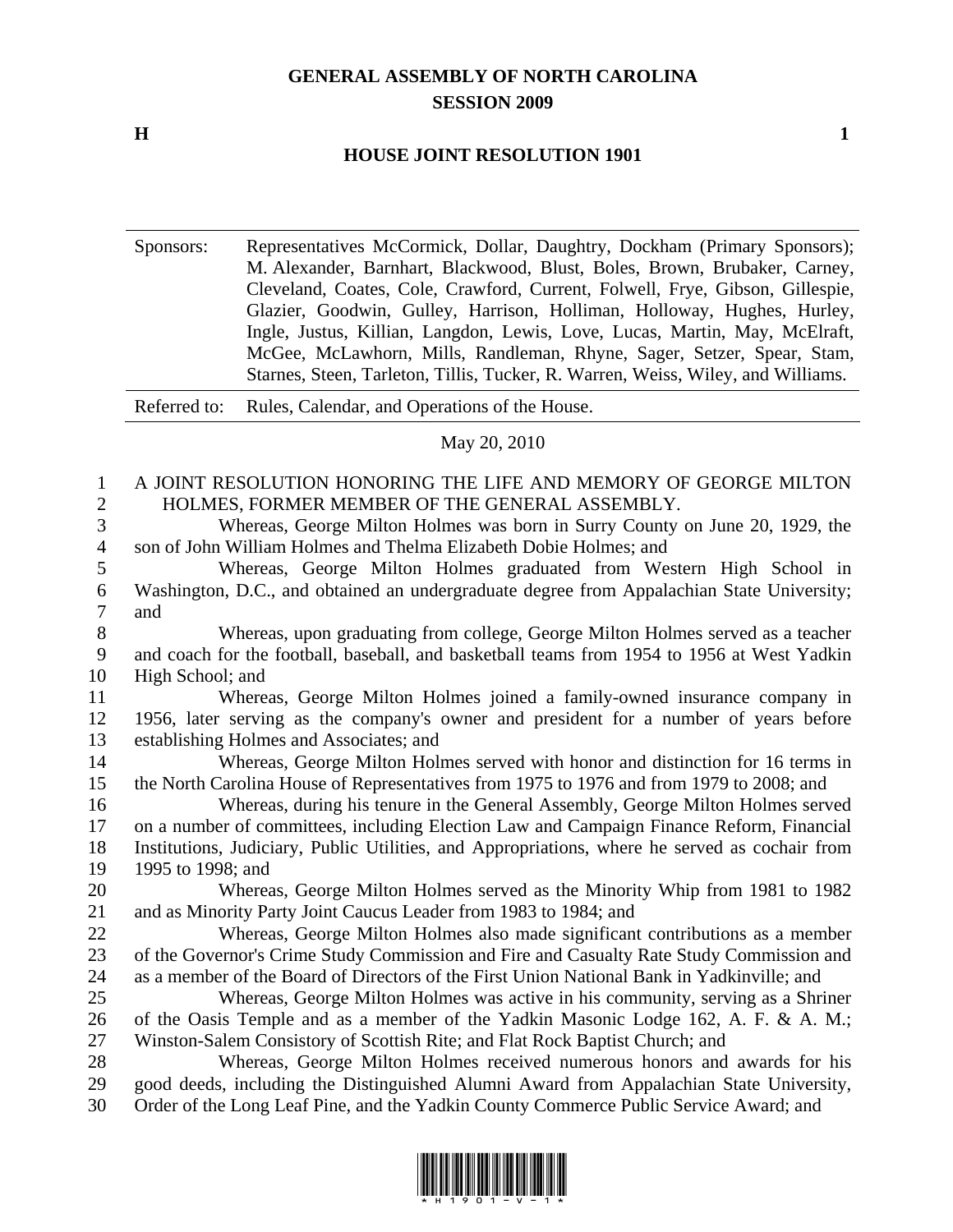# GENERAL ASSEMBLY OF NORTH CAROLINA
## SESSION 2009

**H** **1**

## HOUSE JOINT RESOLUTION 1901

| Sponsors: | Representatives McCormick, Dollar, Daughtry, Dockham (Primary Sponsors); M. Alexander, Barnhart, Blackwood, Blust, Boles, Brown, Brubaker, Carney, Cleveland, Coates, Cole, Crawford, Current, Folwell, Frye, Gibson, Gillespie, Glazier, Goodwin, Gulley, Harrison, Holliman, Holloway, Hughes, Hurley, Ingle, Justus, Killian, Langdon, Lewis, Love, Lucas, Martin, May, McElraft, McGee, McLawhorn, Mills, Randleman, Rhyne, Sager, Setzer, Spear, Stam, Starnes, Steen, Tarleton, Tillis, Tucker, R. Warren, Weiss, Wiley, and Williams. |
|---|---|
| Referred to: | Rules, Calendar, and Operations of the House. |

May 20, 2010

A JOINT RESOLUTION HONORING THE LIFE AND MEMORY OF GEORGE MILTON HOLMES, FORMER MEMBER OF THE GENERAL ASSEMBLY.

Whereas, George Milton Holmes was born in Surry County on June 20, 1929, the son of John William Holmes and Thelma Elizabeth Dobie Holmes; and

Whereas, George Milton Holmes graduated from Western High School in Washington, D.C., and obtained an undergraduate degree from Appalachian State University; and

Whereas, upon graduating from college, George Milton Holmes served as a teacher and coach for the football, baseball, and basketball teams from 1954 to 1956 at West Yadkin High School; and

Whereas, George Milton Holmes joined a family-owned insurance company in 1956, later serving as the company's owner and president for a number of years before establishing Holmes and Associates; and

Whereas, George Milton Holmes served with honor and distinction for 16 terms in the North Carolina House of Representatives from 1975 to 1976 and from 1979 to 2008; and

Whereas, during his tenure in the General Assembly, George Milton Holmes served on a number of committees, including Election Law and Campaign Finance Reform, Financial Institutions, Judiciary, Public Utilities, and Appropriations, where he served as cochair from 1995 to 1998; and

Whereas, George Milton Holmes served as the Minority Whip from 1981 to 1982 and as Minority Party Joint Caucus Leader from 1983 to 1984; and

Whereas, George Milton Holmes also made significant contributions as a member of the Governor's Crime Study Commission and Fire and Casualty Rate Study Commission and as a member of the Board of Directors of the First Union National Bank in Yadkinville; and

Whereas, George Milton Holmes was active in his community, serving as a Shriner of the Oasis Temple and as a member of the Yadkin Masonic Lodge 162, A. F. & A. M.; Winston-Salem Consistory of Scottish Rite; and Flat Rock Baptist Church; and

Whereas, George Milton Holmes received numerous honors and awards for his good deeds, including the Distinguished Alumni Award from Appalachian State University, Order of the Long Leaf Pine, and the Yadkin County Commerce Public Service Award; and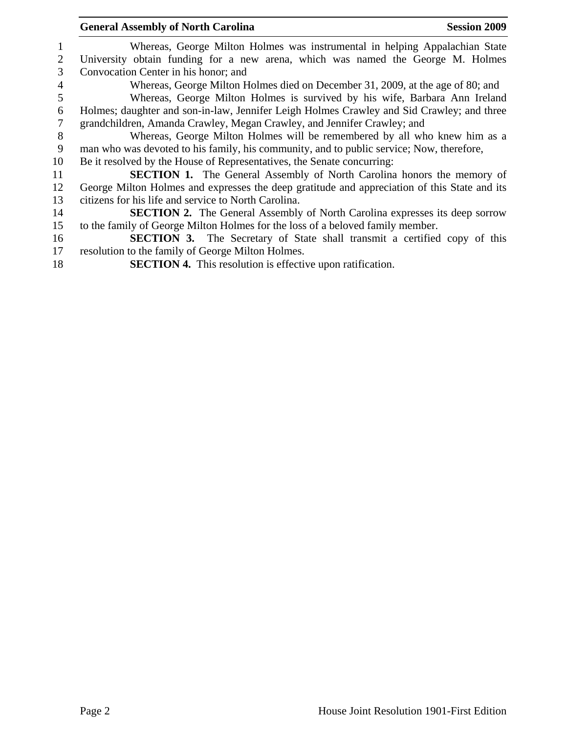Whereas, George Milton Holmes was instrumental in helping Appalachian State University obtain funding for a new arena, which was named the George M. Holmes Convocation Center in his honor; and

Whereas, George Milton Holmes died on December 31, 2009, at the age of 80; and

Whereas, George Milton Holmes is survived by his wife, Barbara Ann Ireland Holmes; daughter and son-in-law, Jennifer Leigh Holmes Crawley and Sid Crawley; and three grandchildren, Amanda Crawley, Megan Crawley, and Jennifer Crawley; and

Whereas, George Milton Holmes will be remembered by all who knew him as a man who was devoted to his family, his community, and to public service; Now, therefore,

Be it resolved by the House of Representatives, the Senate concurring:

**SECTION 1.** The General Assembly of North Carolina honors the memory of George Milton Holmes and expresses the deep gratitude and appreciation of this State and its citizens for his life and service to North Carolina.

**SECTION 2.** The General Assembly of North Carolina expresses its deep sorrow to the family of George Milton Holmes for the loss of a beloved family member.

**SECTION 3.** The Secretary of State shall transmit a certified copy of this resolution to the family of George Milton Holmes.

**SECTION 4.** This resolution is effective upon ratification.